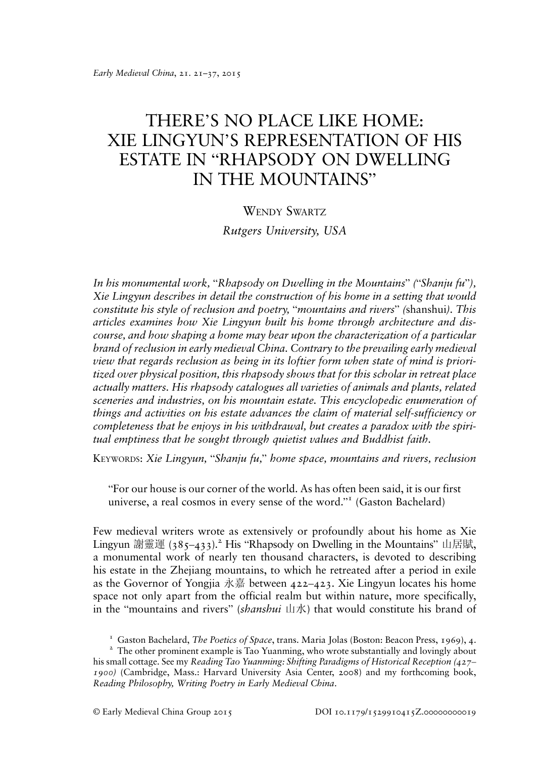*Early Medieval China*, 21. 21–37, 2015

# THERE'S NO PLACE LIKE HOME: XIE LINGYUN'S REPRESENTATION OF HIS ESTATE IN "RHAPSODY ON DWELLING IN THE MOUNTAINS"

WENDY SWARTZ

*Rutgers University, USA*

*In his monumental work, "Rhapsody on Dwelling in the Mountains" ("Shanju fu"), Xie Lingyun describes in detail the construction of his home in a setting that would constitute his style of reclusion and poetry, "mountains and rivers" (*shanshui*). This articles examines how Xie Lingyun built his home through architecture and discourse, and how shaping a home may bear upon the characterization of a particular brand of reclusion in early medieval China. Contrary to the prevailing early medieval view that regards reclusion as being in its loftier form when state of mind is prioritized over physical position, this rhapsody shows that for this scholar in retreat place actually matters. His rhapsody catalogues all varieties of animals and plants, related sceneries and industries, on his mountain estate. This encyclopedic enumeration of things and activities on his estate advances the claim of material self-sufficiency or completeness that he enjoys in his withdrawal, but creates a paradox with the spiritual emptiness that he sought through quietist values and Buddhist faith.*

KEYWORDS: *Xie Lingyun, "Shanju fu," home space, mountains and rivers, reclusion*

> "For our house is our corner of the world. As has often been said, it is our first universe, a real cosmos in every sense of the word."[1] (Gaston Bachelard)

Few medieval writers wrote as extensively or profoundly about his home as Xie Lingyun 謝靈運 (385–433).[2] His "Rhapsody on Dwelling in the Mountains" 山居賦, a monumental work of nearly ten thousand characters, is devoted to describing his estate in the Zhejiang mountains, to which he retreated after a period in exile as the Governor of Yongjia 永嘉 between 422–423. Xie Lingyun locates his home space not only apart from the official realm but within nature, more specifically, in the "mountains and rivers" (*shanshui* 山水) that would constitute his brand of

[1] Gaston Bachelard, *The Poetics of Space*, trans. Maria Jolas (Boston: Beacon Press, 1969), 4.

[2] The other prominent example is Tao Yuanming, who wrote substantially and lovingly about his small cottage. See my *Reading Tao Yuanming: Shifting Paradigms of Historical Reception (427–1900)* (Cambridge, Mass.: Harvard University Asia Center, 2008) and my forthcoming book, *Reading Philosophy, Writing Poetry in Early Medieval China*.

© Early Medieval China Group 2015 DOI 10.1179/1529910415Z.00000000019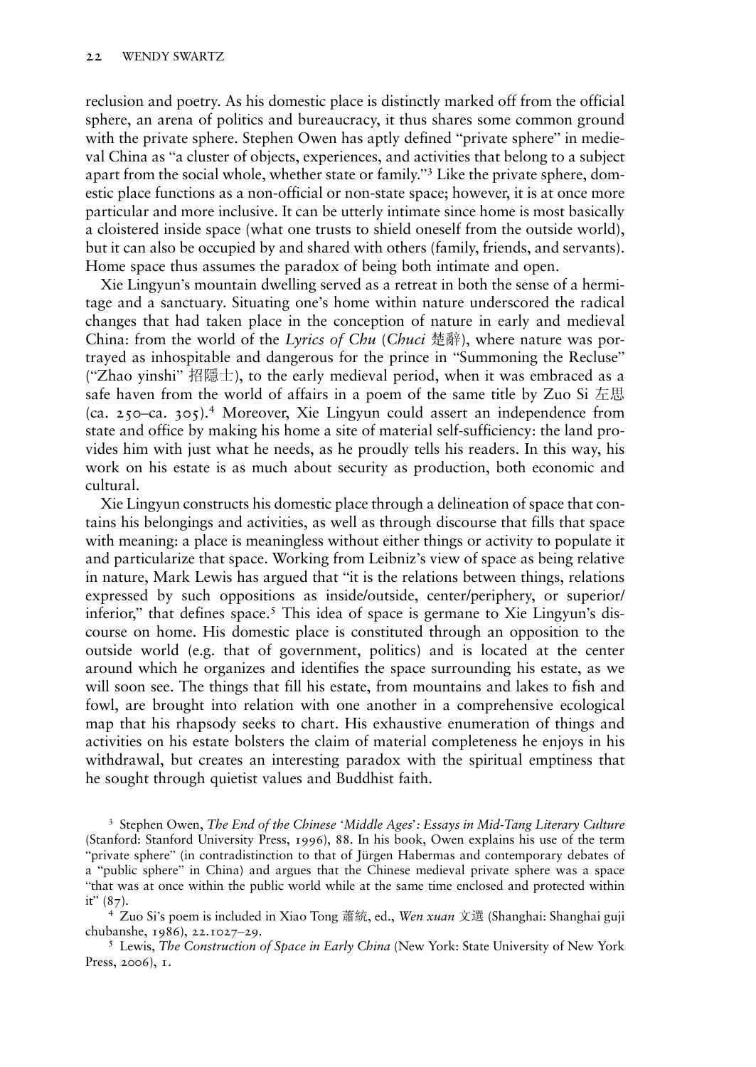reclusion and poetry. As his domestic place is distinctly marked off from the official sphere, an arena of politics and bureaucracy, it thus shares some common ground with the private sphere. Stephen Owen has aptly defined "private sphere" in medieval China as "a cluster of objects, experiences, and activities that belong to a subject apart from the social whole, whether state or family."[3] Like the private sphere, domestic place functions as a non-official or non-state space; however, it is at once more particular and more inclusive. It can be utterly intimate since home is most basically a cloistered inside space (what one trusts to shield oneself from the outside world), but it can also be occupied by and shared with others (family, friends, and servants). Home space thus assumes the paradox of being both intimate and open.

Xie Lingyun's mountain dwelling served as a retreat in both the sense of a hermitage and a sanctuary. Situating one's home within nature underscored the radical changes that had taken place in the conception of nature in early and medieval China: from the world of the *Lyrics of Chu* (*Chuci* 楚辭), where nature was portrayed as inhospitable and dangerous for the prince in "Summoning the Recluse" ("Zhao yinshi" 招隱士), to the early medieval period, when it was embraced as a safe haven from the world of affairs in a poem of the same title by Zuo Si 左思 (ca. 250–ca. 305).[4] Moreover, Xie Lingyun could assert an independence from state and office by making his home a site of material self-sufficiency: the land provides him with just what he needs, as he proudly tells his readers. In this way, his work on his estate is as much about security as production, both economic and cultural.

Xie Lingyun constructs his domestic place through a delineation of space that contains his belongings and activities, as well as through discourse that fills that space with meaning: a place is meaningless without either things or activity to populate it and particularize that space. Working from Leibniz's view of space as being relative in nature, Mark Lewis has argued that "it is the relations between things, relations expressed by such oppositions as inside/outside, center/periphery, or superior/inferior," that defines space.[5] This idea of space is germane to Xie Lingyun's discourse on home. His domestic place is constituted through an opposition to the outside world (e.g. that of government, politics) and is located at the center around which he organizes and identifies the space surrounding his estate, as we will soon see. The things that fill his estate, from mountains and lakes to fish and fowl, are brought into relation with one another in a comprehensive ecological map that his rhapsody seeks to chart. His exhaustive enumeration of things and activities on his estate bolsters the claim of material completeness he enjoys in his withdrawal, but creates an interesting paradox with the spiritual emptiness that he sought through quietist values and Buddhist faith.

[3] Stephen Owen, *The End of the Chinese 'Middle Ages': Essays in Mid-Tang Literary Culture* (Stanford: Stanford University Press, 1996), 88. In his book, Owen explains his use of the term "private sphere" (in contradistinction to that of Jürgen Habermas and contemporary debates of a "public sphere" in China) and argues that the Chinese medieval private sphere was a space "that was at once within the public world while at the same time enclosed and protected within it" (87).

[4] Zuo Si's poem is included in Xiao Tong 蕭統, ed., *Wen xuan* 文選 (Shanghai: Shanghai guji chubanshe, 1986), 22.1027–29.

[5] Lewis, *The Construction of Space in Early China* (New York: State University of New York Press, 2006), 1.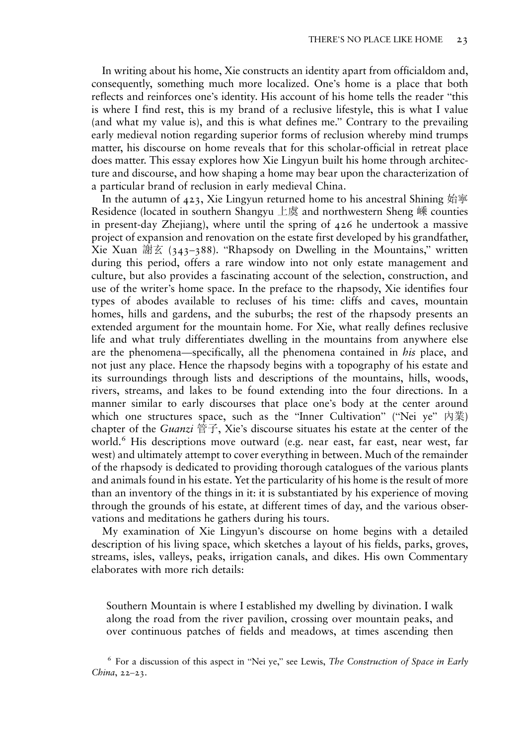In writing about his home, Xie constructs an identity apart from officialdom and, consequently, something much more localized. One's home is a place that both reflects and reinforces one's identity. His account of his home tells the reader "this is where I find rest, this is my brand of a reclusive lifestyle, this is what I value (and what my value is), and this is what defines me." Contrary to the prevailing early medieval notion regarding superior forms of reclusion whereby mind trumps matter, his discourse on home reveals that for this scholar-official in retreat place does matter. This essay explores how Xie Lingyun built his home through architecture and discourse, and how shaping a home may bear upon the characterization of a particular brand of reclusion in early medieval China.

In the autumn of 423, Xie Lingyun returned home to his ancestral Shining 始寧 Residence (located in southern Shangyu 上虞 and northwestern Sheng 嵊 counties in present-day Zhejiang), where until the spring of 426 he undertook a massive project of expansion and renovation on the estate first developed by his grandfather, Xie Xuan 謝玄 (343–388). "Rhapsody on Dwelling in the Mountains," written during this period, offers a rare window into not only estate management and culture, but also provides a fascinating account of the selection, construction, and use of the writer's home space. In the preface to the rhapsody, Xie identifies four types of abodes available to recluses of his time: cliffs and caves, mountain homes, hills and gardens, and the suburbs; the rest of the rhapsody presents an extended argument for the mountain home. For Xie, what really defines reclusive life and what truly differentiates dwelling in the mountains from anywhere else are the phenomena—specifically, all the phenomena contained in *his* place, and not just any place. Hence the rhapsody begins with a topography of his estate and its surroundings through lists and descriptions of the mountains, hills, woods, rivers, streams, and lakes to be found extending into the four directions. In a manner similar to early discourses that place one's body at the center around which one structures space, such as the "Inner Cultivation" ("Nei ye" 內業) chapter of the *Guanzi* 管子, Xie's discourse situates his estate at the center of the world.[6] His descriptions move outward (e.g. near east, far east, near west, far west) and ultimately attempt to cover everything in between. Much of the remainder of the rhapsody is dedicated to providing thorough catalogues of the various plants and animals found in his estate. Yet the particularity of his home is the result of more than an inventory of the things in it: it is substantiated by his experience of moving through the grounds of his estate, at different times of day, and the various observations and meditations he gathers during his tours.

My examination of Xie Lingyun's discourse on home begins with a detailed description of his living space, which sketches a layout of his fields, parks, groves, streams, isles, valleys, peaks, irrigation canals, and dikes. His own Commentary elaborates with more rich details:

> Southern Mountain is where I established my dwelling by divination. I walk along the road from the river pavilion, crossing over mountain peaks, and over continuous patches of fields and meadows, at times ascending then

[6] For a discussion of this aspect in "Nei ye," see Lewis, *The Construction of Space in Early China*, 22–23.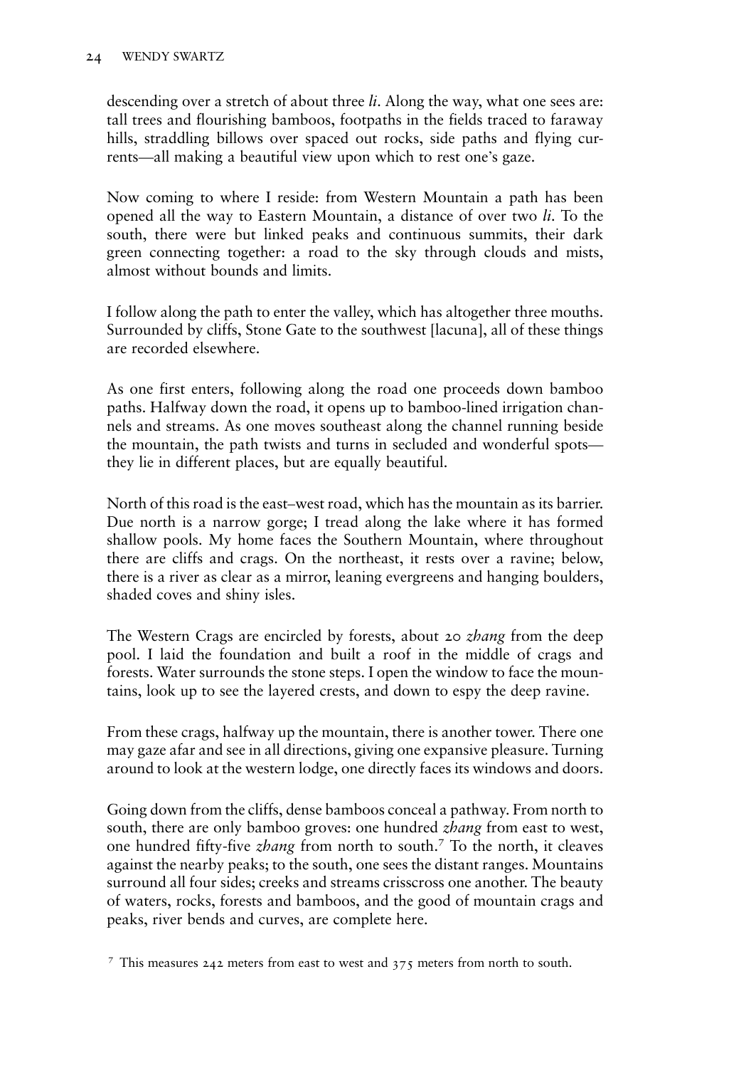descending over a stretch of about three *li*. Along the way, what one sees are: tall trees and flourishing bamboos, footpaths in the fields traced to faraway hills, straddling billows over spaced out rocks, side paths and flying currents—all making a beautiful view upon which to rest one's gaze.

Now coming to where I reside: from Western Mountain a path has been opened all the way to Eastern Mountain, a distance of over two *li*. To the south, there were but linked peaks and continuous summits, their dark green connecting together: a road to the sky through clouds and mists, almost without bounds and limits.

I follow along the path to enter the valley, which has altogether three mouths. Surrounded by cliffs, Stone Gate to the southwest [lacuna], all of these things are recorded elsewhere.

As one first enters, following along the road one proceeds down bamboo paths. Halfway down the road, it opens up to bamboo-lined irrigation channels and streams. As one moves southeast along the channel running beside the mountain, the path twists and turns in secluded and wonderful spots—they lie in different places, but are equally beautiful.

North of this road is the east–west road, which has the mountain as its barrier. Due north is a narrow gorge; I tread along the lake where it has formed shallow pools. My home faces the Southern Mountain, where throughout there are cliffs and crags. On the northeast, it rests over a ravine; below, there is a river as clear as a mirror, leaning evergreens and hanging boulders, shaded coves and shiny isles.

The Western Crags are encircled by forests, about 20 *zhang* from the deep pool. I laid the foundation and built a roof in the middle of crags and forests. Water surrounds the stone steps. I open the window to face the mountains, look up to see the layered crests, and down to espy the deep ravine.

From these crags, halfway up the mountain, there is another tower. There one may gaze afar and see in all directions, giving one expansive pleasure. Turning around to look at the western lodge, one directly faces its windows and doors.

Going down from the cliffs, dense bamboos conceal a pathway. From north to south, there are only bamboo groves: one hundred *zhang* from east to west, one hundred fifty-five *zhang* from north to south.[7] To the north, it cleaves against the nearby peaks; to the south, one sees the distant ranges. Mountains surround all four sides; creeks and streams crisscross one another. The beauty of waters, rocks, forests and bamboos, and the good of mountain crags and peaks, river bends and curves, are complete here.

[7] This measures 242 meters from east to west and 375 meters from north to south.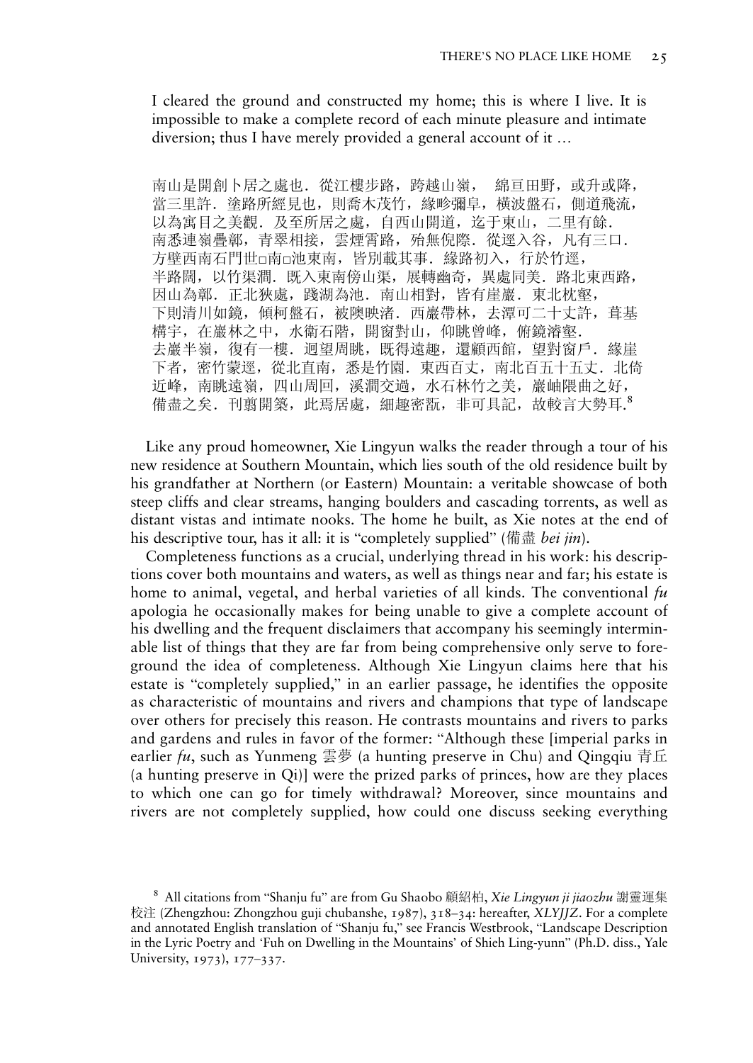I cleared the ground and constructed my home; this is where I live. It is impossible to make a complete record of each minute pleasure and intimate diversion; thus I have merely provided a general account of it …

南山是開創卜居之處也．從江樓步路，跨越山嶺，綿亘田野，或升或降，當三里許．塗路所經見也，則喬木茂竹，緣畛彌皐，橫波盤石，側道飛流，以為寓目之美觀．及至所居之處，自西山開道，迄于東山，二里有餘．南悉連嶺疊鄣，青翠相接，雲煙霄路，殆無倪際．從逕入谷，凡有三口．方壁西南石門世□南□池東南，皆別載其事．緣路初入，行於竹逕，半路闊，以竹渠澗．既入東南傍山渠，展轉幽奇，異處同美．路北東西路，因山為鄣．正北狹處，踐湖為池．南山相對，皆有崖巖．東北枕壑，下則清川如鏡，傾柯盤石，被隩映渚．西巖帶林，去潭可二十丈許，葺基構宇，在巖林之中，水衛石階，開窗對山，仰眺曾峰，俯鏡濬壑．去巖半嶺，復有一樓．迴望周眺，既得遠趣，還顧西館，望對窗戶．緣崖下者，密竹蒙逕，從北直南，悉是竹園．東西百丈，南北百五十五丈．北倚近峰，南眺遠嶺，四山周回，溪澗交過，水石林竹之美，巖岫隈曲之好，備盡之矣．刊翦開築，此焉居處，細趣密翫，非可具記，故較言大勢耳.[8]

Like any proud homeowner, Xie Lingyun walks the reader through a tour of his new residence at Southern Mountain, which lies south of the old residence built by his grandfather at Northern (or Eastern) Mountain: a veritable showcase of both steep cliffs and clear streams, hanging boulders and cascading torrents, as well as distant vistas and intimate nooks. The home he built, as Xie notes at the end of his descriptive tour, has it all: it is "completely supplied" (備盡 *bei jin*).

Completeness functions as a crucial, underlying thread in his work: his descriptions cover both mountains and waters, as well as things near and far; his estate is home to animal, vegetal, and herbal varieties of all kinds. The conventional *fu* apologia he occasionally makes for being unable to give a complete account of his dwelling and the frequent disclaimers that accompany his seemingly interminable list of things that they are far from being comprehensive only serve to foreground the idea of completeness. Although Xie Lingyun claims here that his estate is "completely supplied," in an earlier passage, he identifies the opposite as characteristic of mountains and rivers and champions that type of landscape over others for precisely this reason. He contrasts mountains and rivers to parks and gardens and rules in favor of the former: "Although these [imperial parks in earlier *fu*, such as Yunmeng 雲夢 (a hunting preserve in Chu) and Qingqiu 青丘 (a hunting preserve in Qi)] were the prized parks of princes, how are they places to which one can go for timely withdrawal? Moreover, since mountains and rivers are not completely supplied, how could one discuss seeking everything

[8] All citations from "Shanju fu" are from Gu Shaobo 顧紹柏, *Xie Lingyun ji jiaozhu* 謝靈運集校注 (Zhengzhou: Zhongzhou guji chubanshe, 1987), 318–34: hereafter, *XLYJJZ*. For a complete and annotated English translation of "Shanju fu," see Francis Westbrook, "Landscape Description in the Lyric Poetry and 'Fuh on Dwelling in the Mountains' of Shieh Ling-yunn" (Ph.D. diss., Yale University, 1973), 177–337.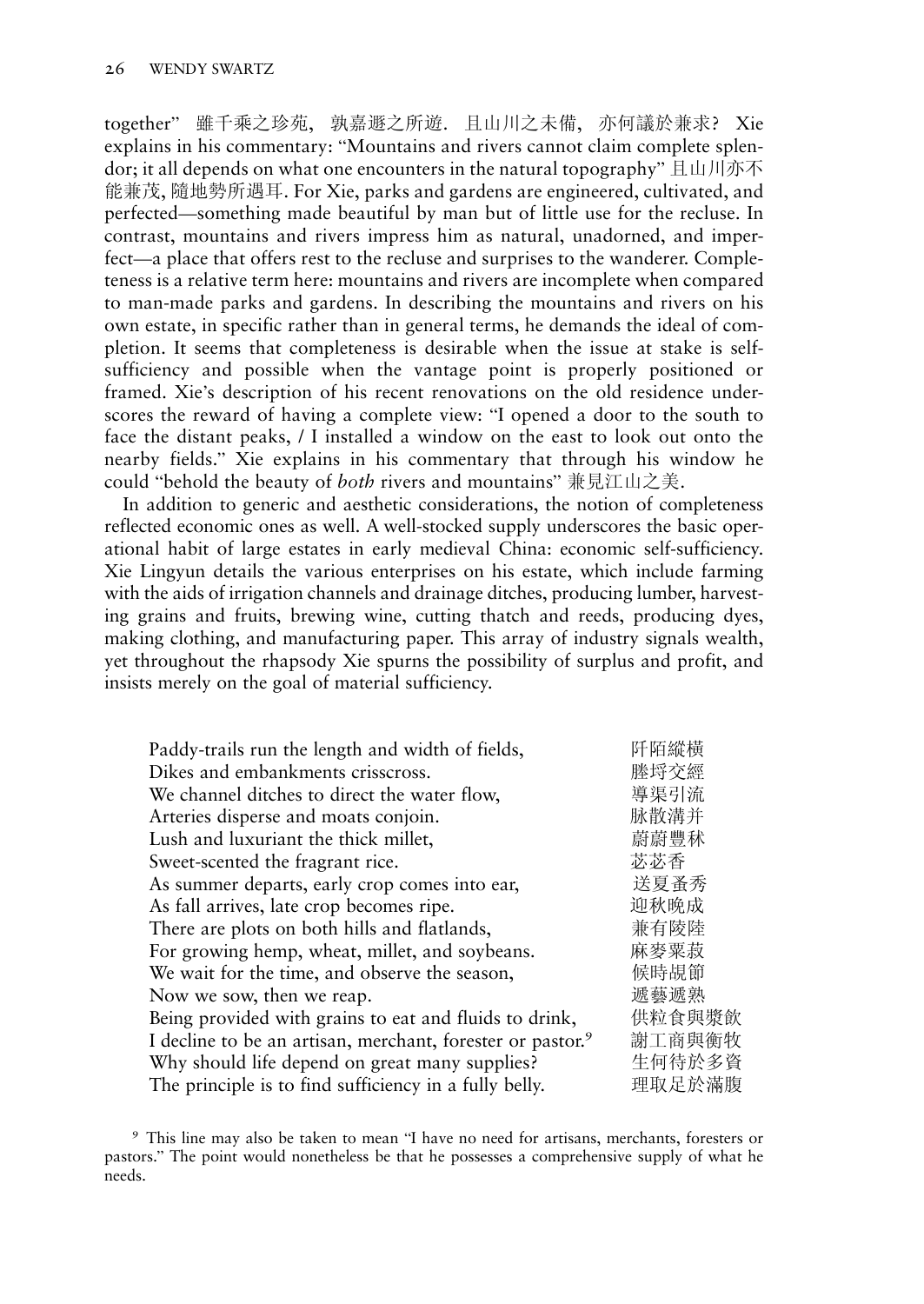together" 雖千乘之珍苑，孰嘉遯之所遊．且山川之未備，亦何議於兼求？ Xie explains in his commentary: "Mountains and rivers cannot claim complete splendor; it all depends on what one encounters in the natural topography" 且山川亦不能兼茂, 隨地勢所遇耳. For Xie, parks and gardens are engineered, cultivated, and perfected—something made beautiful by man but of little use for the recluse. In contrast, mountains and rivers impress him as natural, unadorned, and imperfect—a place that offers rest to the recluse and surprises to the wanderer. Completeness is a relative term here: mountains and rivers are incomplete when compared to man-made parks and gardens. In describing the mountains and rivers on his own estate, in specific rather than in general terms, he demands the ideal of completion. It seems that completeness is desirable when the issue at stake is self-sufficiency and possible when the vantage point is properly positioned or framed. Xie's description of his recent renovations on the old residence underscores the reward of having a complete view: "I opened a door to the south to face the distant peaks, / I installed a window on the east to look out onto the nearby fields." Xie explains in his commentary that through his window he could "behold the beauty of *both* rivers and mountains" 兼見江山之美.

In addition to generic and aesthetic considerations, the notion of completeness reflected economic ones as well. A well-stocked supply underscores the basic operational habit of large estates in early medieval China: economic self-sufficiency. Xie Lingyun details the various enterprises on his estate, which include farming with the aids of irrigation channels and drainage ditches, producing lumber, harvesting grains and fruits, brewing wine, cutting thatch and reeds, producing dyes, making clothing, and manufacturing paper. This array of industry signals wealth, yet throughout the rhapsody Xie spurns the possibility of surplus and profit, and insists merely on the goal of material sufficiency.

| | |
|---|---|
| Paddy-trails run the length and width of fields, | 阡陌縱橫 |
| Dikes and embankments crisscross. | 塍埒交經 |
| We channel ditches to direct the water flow, | 導渠引流 |
| Arteries disperse and moats conjoin. | 脉散溝并 |
| Lush and luxuriant the thick millet, | 蔚蔚豐秫 |
| Sweet-scented the fragrant rice. | 苾苾香秔 |
| As summer departs, early crop comes into ear, | 送夏蚤秀 |
| As fall arrives, late crop becomes ripe. | 迎秋晚成 |
| There are plots on both hills and flatlands, | 兼有陵陸 |
| For growing hemp, wheat, millet, and soybeans. | 麻麥粟菽 |
| We wait for the time, and observe the season, | 候時覘節 |
| Now we sow, then we reap. | 遞藝遞熟 |
| Being provided with grains to eat and fluids to drink, | 供粒食與漿飲 |
| I decline to be an artisan, merchant, forester or pastor.[9] | 謝工商與衡牧 |
| Why should life depend on great many supplies? | 生何待於多資 |
| The principle is to find sufficiency in a fully belly. | 理取足於滿腹 |

[9] This line may also be taken to mean "I have no need for artisans, merchants, foresters or pastors." The point would nonetheless be that he possesses a comprehensive supply of what he needs.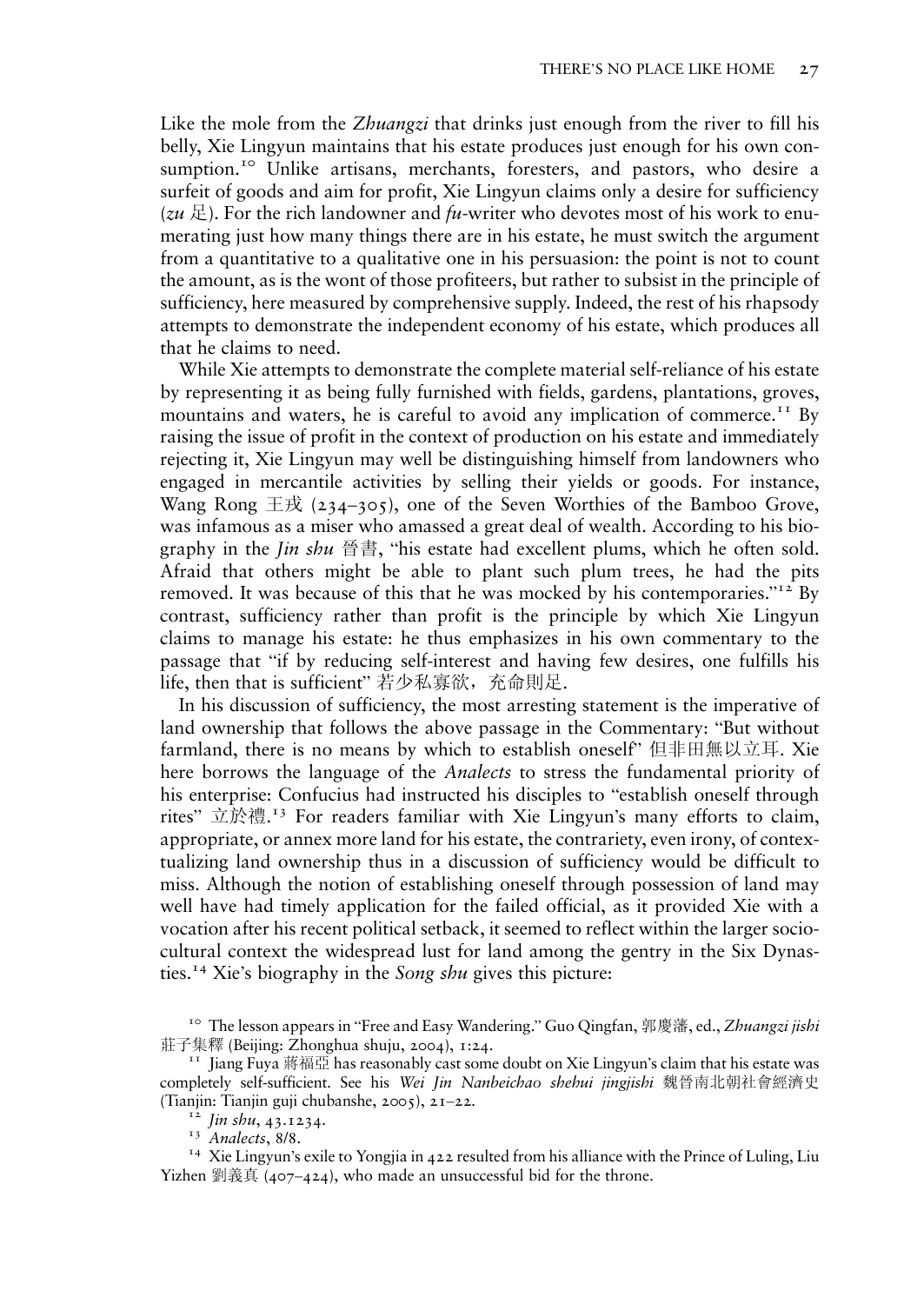Like the mole from the *Zhuangzi* that drinks just enough from the river to fill his belly, Xie Lingyun maintains that his estate produces just enough for his own consumption.[10] Unlike artisans, merchants, foresters, and pastors, who desire a surfeit of goods and aim for profit, Xie Lingyun claims only a desire for sufficiency (*zu* 足). For the rich landowner and *fu*-writer who devotes most of his work to enumerating just how many things there are in his estate, he must switch the argument from a quantitative to a qualitative one in his persuasion: the point is not to count the amount, as is the wont of those profiteers, but rather to subsist in the principle of sufficiency, here measured by comprehensive supply. Indeed, the rest of his rhapsody attempts to demonstrate the independent economy of his estate, which produces all that he claims to need.

While Xie attempts to demonstrate the complete material self-reliance of his estate by representing it as being fully furnished with fields, gardens, plantations, groves, mountains and waters, he is careful to avoid any implication of commerce.[11] By raising the issue of profit in the context of production on his estate and immediately rejecting it, Xie Lingyun may well be distinguishing himself from landowners who engaged in mercantile activities by selling their yields or goods. For instance, Wang Rong 王戎 (234–305), one of the Seven Worthies of the Bamboo Grove, was infamous as a miser who amassed a great deal of wealth. According to his biography in the *Jin shu* 晉書, "his estate had excellent plums, which he often sold. Afraid that others might be able to plant such plum trees, he had the pits removed. It was because of this that he was mocked by his contemporaries."[12] By contrast, sufficiency rather than profit is the principle by which Xie Lingyun claims to manage his estate: he thus emphasizes in his own commentary to the passage that "if by reducing self-interest and having few desires, one fulfills his life, then that is sufficient" 若少私寡欲，充命則足.

In his discussion of sufficiency, the most arresting statement is the imperative of land ownership that follows the above passage in the Commentary: "But without farmland, there is no means by which to establish oneself" 但非田無以立耳. Xie here borrows the language of the *Analects* to stress the fundamental priority of his enterprise: Confucius had instructed his disciples to "establish oneself through rites" 立於禮.[13] For readers familiar with Xie Lingyun's many efforts to claim, appropriate, or annex more land for his estate, the contrariety, even irony, of contextualizing land ownership thus in a discussion of sufficiency would be difficult to miss. Although the notion of establishing oneself through possession of land may well have had timely application for the failed official, as it provided Xie with a vocation after his recent political setback, it seemed to reflect within the larger sociocultural context the widespread lust for land among the gentry in the Six Dynasties.[14] Xie's biography in the *Song shu* gives this picture:

[10] The lesson appears in "Free and Easy Wandering." Guo Qingfan, 郭慶藩, ed., *Zhuangzi jishi* 莊子集釋 (Beijing: Zhonghua shuju, 2004), 1:24.

[11] Jiang Fuya 蔣福亞 has reasonably cast some doubt on Xie Lingyun's claim that his estate was completely self-sufficient. See his *Wei Jin Nanbeichao shehui jingjishi* 魏晉南北朝社會經濟史 (Tianjin: Tianjin guji chubanshe, 2005), 21–22.

[12] *Jin shu*, 43.1234.

[13] *Analects*, 8/8.

[14] Xie Lingyun's exile to Yongjia in 422 resulted from his alliance with the Prince of Luling, Liu Yizhen 劉義真 (407–424), who made an unsuccessful bid for the throne.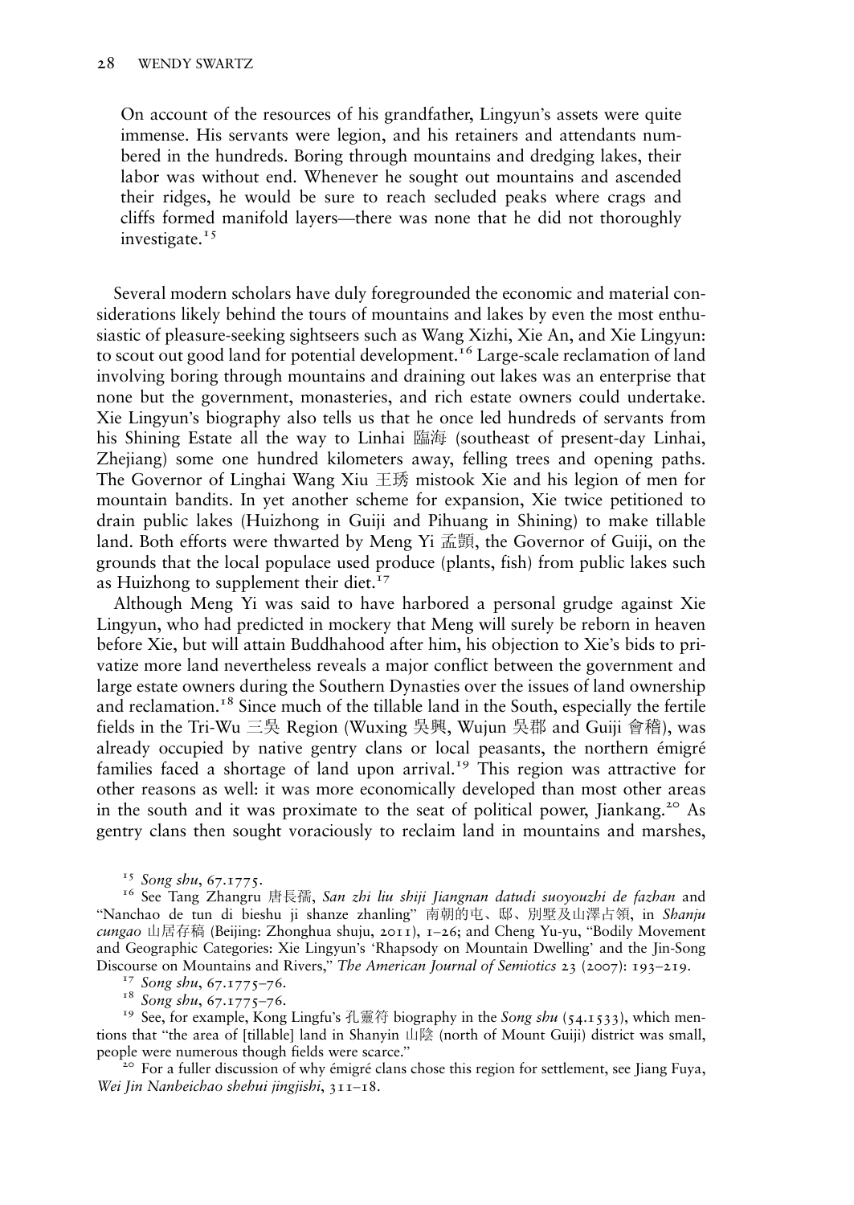> On account of the resources of his grandfather, Lingyun's assets were quite immense. His servants were legion, and his retainers and attendants numbered in the hundreds. Boring through mountains and dredging lakes, their labor was without end. Whenever he sought out mountains and ascended their ridges, he would be sure to reach secluded peaks where crags and cliffs formed manifold layers—there was none that he did not thoroughly investigate.[15]

Several modern scholars have duly foregrounded the economic and material considerations likely behind the tours of mountains and lakes by even the most enthusiastic of pleasure-seeking sightseers such as Wang Xizhi, Xie An, and Xie Lingyun: to scout out good land for potential development.[16] Large-scale reclamation of land involving boring through mountains and draining out lakes was an enterprise that none but the government, monasteries, and rich estate owners could undertake. Xie Lingyun's biography also tells us that he once led hundreds of servants from his Shining Estate all the way to Linhai 臨海 (southeast of present-day Linhai, Zhejiang) some one hundred kilometers away, felling trees and opening paths. The Governor of Linghai Wang Xiu 王琇 mistook Xie and his legion of men for mountain bandits. In yet another scheme for expansion, Xie twice petitioned to drain public lakes (Huizhong in Guiji and Pihuang in Shining) to make tillable land. Both efforts were thwarted by Meng Yi 孟顗, the Governor of Guiji, on the grounds that the local populace used produce (plants, fish) from public lakes such as Huizhong to supplement their diet.[17]

Although Meng Yi was said to have harbored a personal grudge against Xie Lingyun, who had predicted in mockery that Meng will surely be reborn in heaven before Xie, but will attain Buddhahood after him, his objection to Xie's bids to privatize more land nevertheless reveals a major conflict between the government and large estate owners during the Southern Dynasties over the issues of land ownership and reclamation.[18] Since much of the tillable land in the South, especially the fertile fields in the Tri-Wu 三吳 Region (Wuxing 吳興, Wujun 吳郡 and Guiji 會稽), was already occupied by native gentry clans or local peasants, the northern émigré families faced a shortage of land upon arrival.[19] This region was attractive for other reasons as well: it was more economically developed than most other areas in the south and it was proximate to the seat of political power, Jiankang.[20] As gentry clans then sought voraciously to reclaim land in mountains and marshes,

---

[15] *Song shu*, 67.1775.

[16] See Tang Zhangru 唐長孺, *San zhi liu shiji Jiangnan datudi suoyouzhi de fazhan* and "Nanchao de tun di bieshu ji shanze zhanling" 南朝的屯、邸、別墅及山澤占領, in *Shanju cungao* 山居存稿 (Beijing: Zhonghua shuju, 2011), 1–26; and Cheng Yu-yu, "Bodily Movement and Geographic Categories: Xie Lingyun's 'Rhapsody on Mountain Dwelling' and the Jin-Song Discourse on Mountains and Rivers," *The American Journal of Semiotics* 23 (2007): 193–219.

[17] *Song shu*, 67.1775–76.

[18] *Song shu*, 67.1775–76.

[19] See, for example, Kong Lingfu's 孔靈符 biography in the *Song shu* (54.1533), which mentions that "the area of [tillable] land in Shanyin 山陰 (north of Mount Guiji) district was small, people were numerous though fields were scarce."

[20] For a fuller discussion of why émigré clans chose this region for settlement, see Jiang Fuya, *Wei Jin Nanbeichao shehui jingjishi*, 311–18.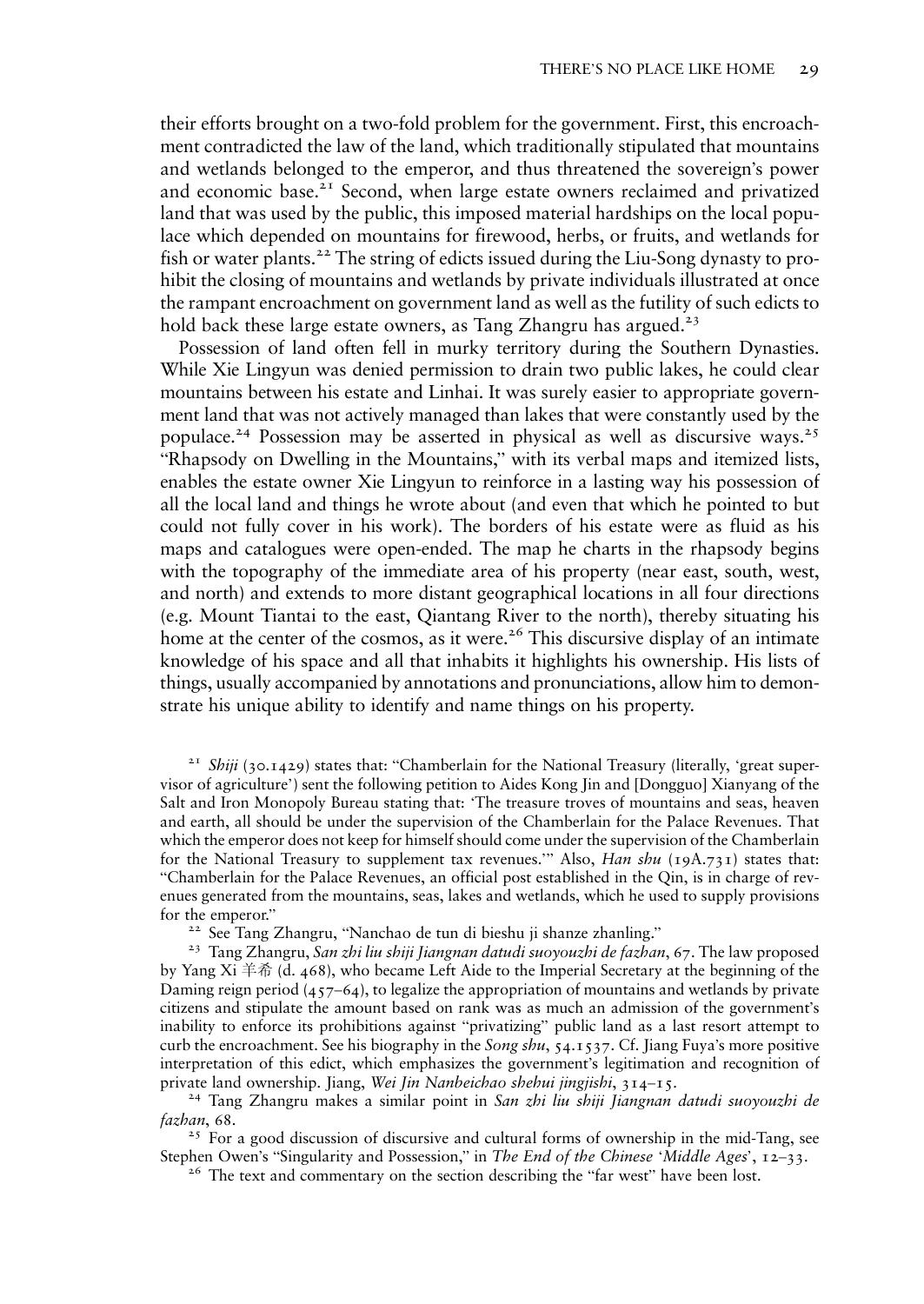their efforts brought on a two-fold problem for the government. First, this encroachment contradicted the law of the land, which traditionally stipulated that mountains and wetlands belonged to the emperor, and thus threatened the sovereign's power and economic base.[21] Second, when large estate owners reclaimed and privatized land that was used by the public, this imposed material hardships on the local populace which depended on mountains for firewood, herbs, or fruits, and wetlands for fish or water plants.[22] The string of edicts issued during the Liu-Song dynasty to prohibit the closing of mountains and wetlands by private individuals illustrated at once the rampant encroachment on government land as well as the futility of such edicts to hold back these large estate owners, as Tang Zhangru has argued.[23]

Possession of land often fell in murky territory during the Southern Dynasties. While Xie Lingyun was denied permission to drain two public lakes, he could clear mountains between his estate and Linhai. It was surely easier to appropriate government land that was not actively managed than lakes that were constantly used by the populace.[24] Possession may be asserted in physical as well as discursive ways.[25] "Rhapsody on Dwelling in the Mountains," with its verbal maps and itemized lists, enables the estate owner Xie Lingyun to reinforce in a lasting way his possession of all the local land and things he wrote about (and even that which he pointed to but could not fully cover in his work). The borders of his estate were as fluid as his maps and catalogues were open-ended. The map he charts in the rhapsody begins with the topography of the immediate area of his property (near east, south, west, and north) and extends to more distant geographical locations in all four directions (e.g. Mount Tiantai to the east, Qiantang River to the north), thereby situating his home at the center of the cosmos, as it were.[26] This discursive display of an intimate knowledge of his space and all that inhabits it highlights his ownership. His lists of things, usually accompanied by annotations and pronunciations, allow him to demonstrate his unique ability to identify and name things on his property.

[21] *Shiji* (30.1429) states that: "Chamberlain for the National Treasury (literally, 'great supervisor of agriculture') sent the following petition to Aides Kong Jin and [Dongguo] Xianyang of the Salt and Iron Monopoly Bureau stating that: 'The treasure troves of mountains and seas, heaven and earth, all should be under the supervision of the Chamberlain for the Palace Revenues. That which the emperor does not keep for himself should come under the supervision of the Chamberlain for the National Treasury to supplement tax revenues.'" Also, *Han shu* (19A.731) states that: "Chamberlain for the Palace Revenues, an official post established in the Qin, is in charge of revenues generated from the mountains, seas, lakes and wetlands, which he used to supply provisions for the emperor."

[22] See Tang Zhangru, "Nanchao de tun di bieshu ji shanze zhanling."

[23] Tang Zhangru, *San zhi liu shiji Jiangnan datudi suoyouzhi de fazhan*, 67. The law proposed by Yang Xi 羊希 (d. 468), who became Left Aide to the Imperial Secretary at the beginning of the Daming reign period (457–64), to legalize the appropriation of mountains and wetlands by private citizens and stipulate the amount based on rank was as much an admission of the government's inability to enforce its prohibitions against "privatizing" public land as a last resort attempt to curb the encroachment. See his biography in the *Song shu*, 54.1537. Cf. Jiang Fuya's more positive interpretation of this edict, which emphasizes the government's legitimation and recognition of private land ownership. Jiang, *Wei Jin Nanbeichao shehui jingjishi*, 314–15.

[24] Tang Zhangru makes a similar point in *San zhi liu shiji Jiangnan datudi suoyouzhi de fazhan*, 68.

[25] For a good discussion of discursive and cultural forms of ownership in the mid-Tang, see Stephen Owen's "Singularity and Possession," in *The End of the Chinese 'Middle Ages'*, 12–33.

[26] The text and commentary on the section describing the "far west" have been lost.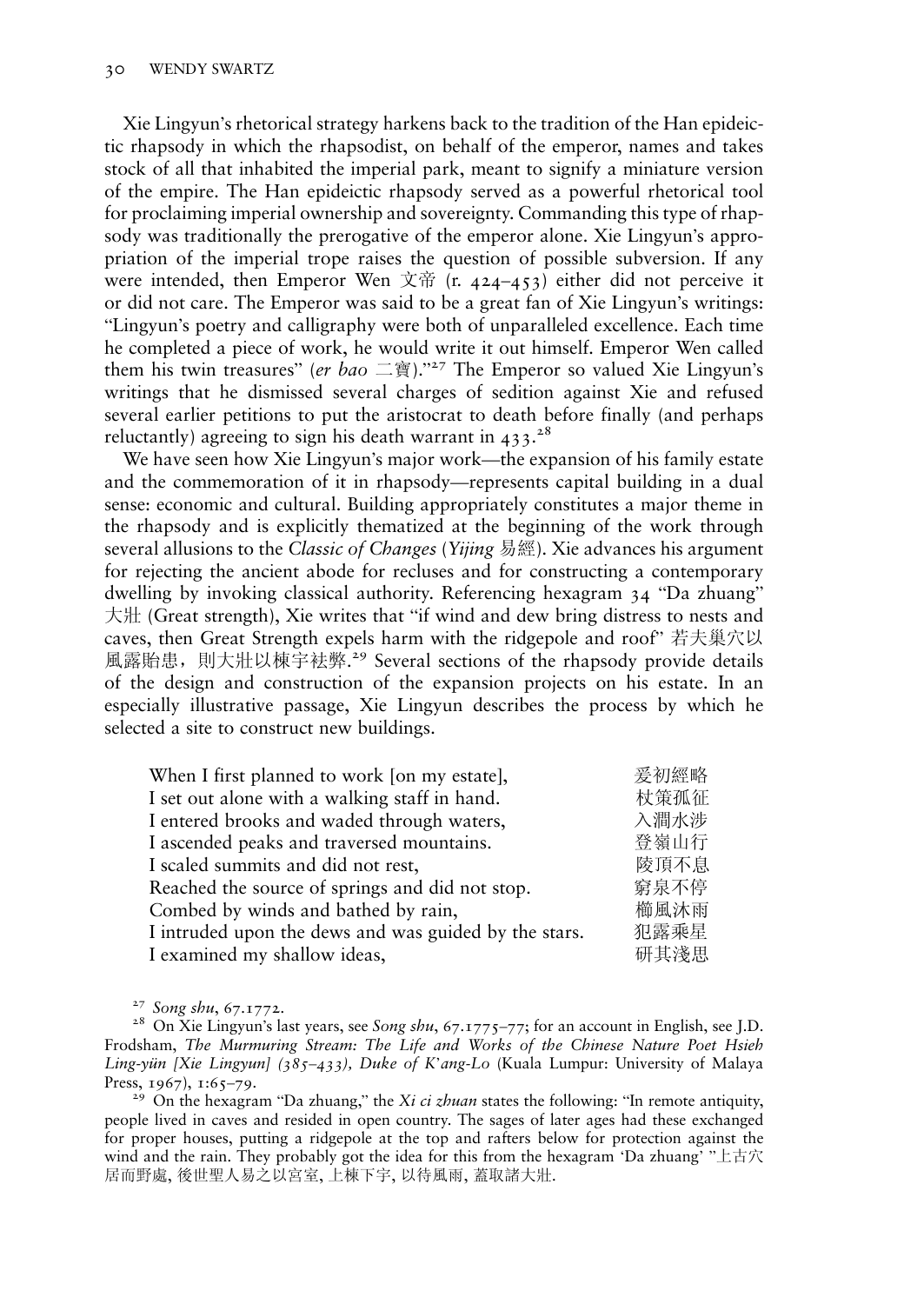Xie Lingyun's rhetorical strategy harkens back to the tradition of the Han epideictic rhapsody in which the rhapsodist, on behalf of the emperor, names and takes stock of all that inhabited the imperial park, meant to signify a miniature version of the empire. The Han epideictic rhapsody served as a powerful rhetorical tool for proclaiming imperial ownership and sovereignty. Commanding this type of rhapsody was traditionally the prerogative of the emperor alone. Xie Lingyun's appropriation of the imperial trope raises the question of possible subversion. If any were intended, then Emperor Wen 文帝 (r. 424–453) either did not perceive it or did not care. The Emperor was said to be a great fan of Xie Lingyun's writings: "Lingyun's poetry and calligraphy were both of unparalleled excellence. Each time he completed a piece of work, he would write it out himself. Emperor Wen called them his twin treasures" (*er bao* 二寶)."[27] The Emperor so valued Xie Lingyun's writings that he dismissed several charges of sedition against Xie and refused several earlier petitions to put the aristocrat to death before finally (and perhaps reluctantly) agreeing to sign his death warrant in 433.[28]

We have seen how Xie Lingyun's major work—the expansion of his family estate and the commemoration of it in rhapsody—represents capital building in a dual sense: economic and cultural. Building appropriately constitutes a major theme in the rhapsody and is explicitly thematized at the beginning of the work through several allusions to the *Classic of Changes* (*Yijing* 易經). Xie advances his argument for rejecting the ancient abode for recluses and for constructing a contemporary dwelling by invoking classical authority. Referencing hexagram 34 "Da zhuang" 大壯 (Great strength), Xie writes that "if wind and dew bring distress to nests and caves, then Great Strength expels harm with the ridgepole and roof" 若夫巢穴以風露貽患，則大壯以棟宇袪弊.[29] Several sections of the rhapsody provide details of the design and construction of the expansion projects on his estate. In an especially illustrative passage, Xie Lingyun describes the process by which he selected a site to construct new buildings.

| | |
|---|---|
| When I first planned to work [on my estate], | 爰初經略 |
| I set out alone with a walking staff in hand. | 杖策孤征 |
| I entered brooks and waded through waters, | 入澗水涉 |
| I ascended peaks and traversed mountains. | 登嶺山行 |
| I scaled summits and did not rest, | 陵頂不息 |
| Reached the source of springs and did not stop. | 窮泉不停 |
| Combed by winds and bathed by rain, | 櫛風沐雨 |
| I intruded upon the dews and was guided by the stars. | 犯露乘星 |
| I examined my shallow ideas, | 研其淺思 |

[27] *Song shu*, 67.1772.

[28] On Xie Lingyun's last years, see *Song shu*, 67.1775–77; for an account in English, see J.D. Frodsham, *The Murmuring Stream: The Life and Works of the Chinese Nature Poet Hsieh Ling-yün [Xie Lingyun] (385–433), Duke of K'ang-Lo* (Kuala Lumpur: University of Malaya Press, 1967), 1:65–79.

[29] On the hexagram "Da zhuang," the *Xi ci zhuan* states the following: "In remote antiquity, people lived in caves and resided in open country. The sages of later ages had these exchanged for proper houses, putting a ridgepole at the top and rafters below for protection against the wind and the rain. They probably got the idea for this from the hexagram 'Da zhuang' "上古穴居而野處, 後世聖人易之以宮室, 上棟下宇, 以待風雨, 蓋取諸大壯.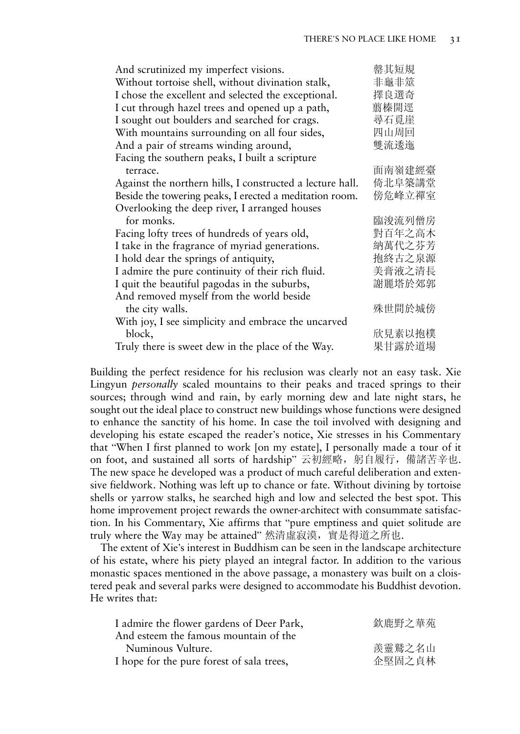| | |
|---|---|
| And scrutinized my imperfect visions. | 罄其短規 |
| Without tortoise shell, without divination stalk, | 非龜非筮 |
| I chose the excellent and selected the exceptional. | 擇良選奇 |
| I cut through hazel trees and opened up a path, | 翦榛開逕 |
| I sought out boulders and searched for crags. | 尋石覓崖 |
| With mountains surrounding on all four sides, | 四山周回 |
| And a pair of streams winding around, | 雙流逶迤 |
| Facing the southern peaks, I built a scripture terrace. | 面南嶺建經臺 |
| Against the northern hills, I constructed a lecture hall. | 倚北阜築講堂 |
| Beside the towering peaks, I erected a meditation room. | 傍危峰立禪室 |
| Overlooking the deep river, I arranged houses for monks. | 臨浚流列僧房 |
| Facing lofty trees of hundreds of years old, | 對百年之高木 |
| I take in the fragrance of myriad generations. | 納萬代之芬芳 |
| I hold dear the springs of antiquity, | 抱終古之泉源 |
| I admire the pure continuity of their rich fluid. | 美膏液之清長 |
| I quit the beautiful pagodas in the suburbs, | 謝麗塔於郊郭 |
| And removed myself from the world beside the city walls. | 殊世間於城傍 |
| With joy, I see simplicity and embrace the uncarved block, | 欣見素以抱樸 |
| Truly there is sweet dew in the place of the Way. | 果甘露於道場 |

Building the perfect residence for his reclusion was clearly not an easy task. Xie Lingyun *personally* scaled mountains to their peaks and traced springs to their sources; through wind and rain, by early morning dew and late night stars, he sought out the ideal place to construct new buildings whose functions were designed to enhance the sanctity of his home. In case the toil involved with designing and developing his estate escaped the reader's notice, Xie stresses in his Commentary that "When I first planned to work [on my estate], I personally made a tour of it on foot, and sustained all sorts of hardship" 云初經略，躬自履行，備諸苦辛也. The new space he developed was a product of much careful deliberation and extensive fieldwork. Nothing was left up to chance or fate. Without divining by tortoise shells or yarrow stalks, he searched high and low and selected the best spot. This home improvement project rewards the owner-architect with consummate satisfaction. In his Commentary, Xie affirms that "pure emptiness and quiet solitude are truly where the Way may be attained" 然清虛寂漠，實是得道之所也.

The extent of Xie's interest in Buddhism can be seen in the landscape architecture of his estate, where his piety played an integral factor. In addition to the various monastic spaces mentioned in the above passage, a monastery was built on a cloistered peak and several parks were designed to accommodate his Buddhist devotion. He writes that:

| | |
|---|---|
| I admire the flower gardens of Deer Park, | 欽鹿野之華苑 |
| And esteem the famous mountain of the Numinous Vulture. | 羨靈鷲之名山 |
| I hope for the pure forest of sala trees, | 企堅固之貞林 |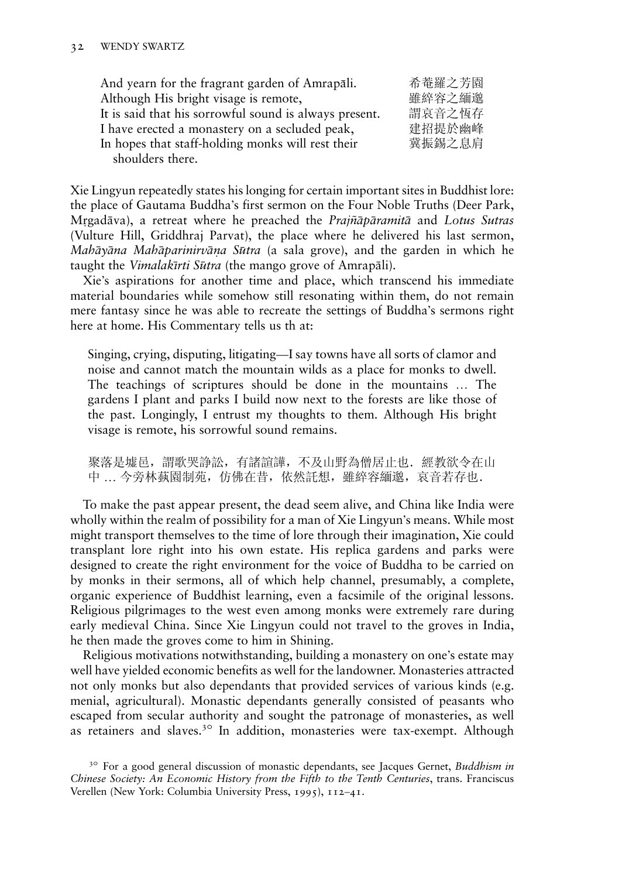| | |
|---|---|
| And yearn for the fragrant garden of Amrapāli. | 希菴羅之芳園 |
| Although His bright visage is remote, | 雖綷容之緬邈 |
| It is said that his sorrowful sound is always present. | 謂哀音之恆存 |
| I have erected a monastery on a secluded peak, | 建招提於幽峰 |
| In hopes that staff-holding monks will rest their shoulders there. | 冀振錫之息肩 |

Xie Lingyun repeatedly states his longing for certain important sites in Buddhist lore: the place of Gautama Buddha's first sermon on the Four Noble Truths (Deer Park, Mṛgadāva), a retreat where he preached the *Prajñāpāramitā* and *Lotus Sutras* (Vulture Hill, Griddhraj Parvat), the place where he delivered his last sermon, *Mahāyāna Mahāparinirvāṇa Sūtra* (a sala grove), and the garden in which he taught the *Vimalakīrti Sūtra* (the mango grove of Amrapāli).

Xie's aspirations for another time and place, which transcend his immediate material boundaries while somehow still resonating within them, do not remain mere fantasy since he was able to recreate the settings of Buddha's sermons right here at home. His Commentary tells us th at:

> Singing, crying, disputing, litigating—I say towns have all sorts of clamor and noise and cannot match the mountain wilds as a place for monks to dwell. The teachings of scriptures should be done in the mountains ... The gardens I plant and parks I build now next to the forests are like those of the past. Longingly, I entrust my thoughts to them. Although His bright visage is remote, his sorrowful sound remains.
>
> 聚落是墟邑，謂歌哭諍訟，有諸諠譁，不及山野為僧居止也．經教欲令在山中 ... 今旁林蓺園制苑，仿佛在昔，依然託想，雖綷容緬邈，哀音若存也．

To make the past appear present, the dead seem alive, and China like India were wholly within the realm of possibility for a man of Xie Lingyun's means. While most might transport themselves to the time of lore through their imagination, Xie could transplant lore right into his own estate. His replica gardens and parks were designed to create the right environment for the voice of Buddha to be carried on by monks in their sermons, all of which help channel, presumably, a complete, organic experience of Buddhist learning, even a facsimile of the original lessons. Religious pilgrimages to the west even among monks were extremely rare during early medieval China. Since Xie Lingyun could not travel to the groves in India, he then made the groves come to him in Shining.

Religious motivations notwithstanding, building a monastery on one's estate may well have yielded economic benefits as well for the landowner. Monasteries attracted not only monks but also dependants that provided services of various kinds (e.g. menial, agricultural). Monastic dependants generally consisted of peasants who escaped from secular authority and sought the patronage of monasteries, as well as retainers and slaves.[30] In addition, monasteries were tax-exempt. Although

[30] For a good general discussion of monastic dependants, see Jacques Gernet, *Buddhism in Chinese Society: An Economic History from the Fifth to the Tenth Centuries*, trans. Franciscus Verellen (New York: Columbia University Press, 1995), 112–41.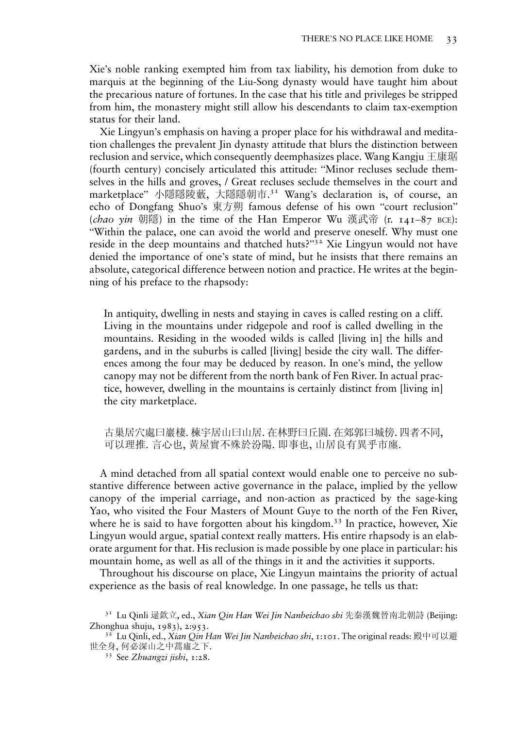Xie's noble ranking exempted him from tax liability, his demotion from duke to marquis at the beginning of the Liu-Song dynasty would have taught him about the precarious nature of fortunes. In the case that his title and privileges be stripped from him, the monastery might still allow his descendants to claim tax-exemption status for their land.

Xie Lingyun's emphasis on having a proper place for his withdrawal and meditation challenges the prevalent Jin dynasty attitude that blurs the distinction between reclusion and service, which consequently deemphasizes place. Wang Kangju 王康琚 (fourth century) concisely articulated this attitude: "Minor recluses seclude themselves in the hills and groves, / Great recluses seclude themselves in the court and marketplace" 小隱隱陵藪, 大隱隱朝市.[31] Wang's declaration is, of course, an echo of Dongfang Shuo's 東方朔 famous defense of his own "court reclusion" (*chao yin* 朝隱) in the time of the Han Emperor Wu 漢武帝 (r. 141–87 BCE): "Within the palace, one can avoid the world and preserve oneself. Why must one reside in the deep mountains and thatched huts?"[32] Xie Lingyun would not have denied the importance of one's state of mind, but he insists that there remains an absolute, categorical difference between notion and practice. He writes at the beginning of his preface to the rhapsody:

> In antiquity, dwelling in nests and staying in caves is called resting on a cliff. Living in the mountains under ridgepole and roof is called dwelling in the mountains. Residing in the wooded wilds is called [living in] the hills and gardens, and in the suburbs is called [living] beside the city wall. The differences among the four may be deduced by reason. In one's mind, the yellow canopy may not be different from the north bank of Fen River. In actual practice, however, dwelling in the mountains is certainly distinct from [living in] the city marketplace.
>
> 古巢居穴處曰巖棲. 棟宇居山曰山居. 在林野曰丘園. 在郊郭曰城傍. 四者不同, 可以理推. 言心也, 黃屋實不殊於汾陽. 即事也, 山居良有異乎市廛.

A mind detached from all spatial context would enable one to perceive no substantive difference between active governance in the palace, implied by the yellow canopy of the imperial carriage, and non-action as practiced by the sage-king Yao, who visited the Four Masters of Mount Guye to the north of the Fen River, where he is said to have forgotten about his kingdom.[33] In practice, however, Xie Lingyun would argue, spatial context really matters. His entire rhapsody is an elaborate argument for that. His reclusion is made possible by one place in particular: his mountain home, as well as all of the things in it and the activities it supports.

Throughout his discourse on place, Xie Lingyun maintains the priority of actual experience as the basis of real knowledge. In one passage, he tells us that:

---

[31] Lu Qinli 逯欽立, ed., *Xian Qin Han Wei Jin Nanbeichao shi* 先秦漢魏晉南北朝詩 (Beijing: Zhonghua shuju, 1983), 2:953.

[32] Lu Qinli, ed., *Xian Qin Han Wei Jin Nanbeichao shi*, 1:101. The original reads: 殿中可以避世全身, 何必深山之中蒿廬之下.

[33] See *Zhuangzi jishi*, 1:28.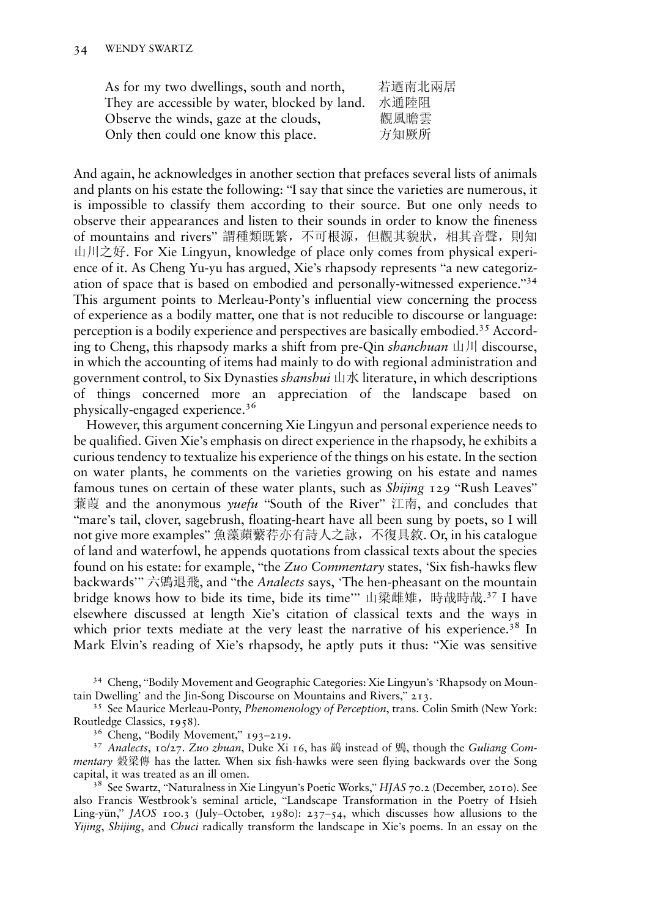| | |
|---|---|
| As for my two dwellings, south and north, | 若迺南北兩居 |
| They are accessible by water, blocked by land. | 水通陸阻 |
| Observe the winds, gaze at the clouds, | 觀風瞻雲 |
| Only then could one know this place. | 方知厥所 |

And again, he acknowledges in another section that prefaces several lists of animals and plants on his estate the following: "I say that since the varieties are numerous, it is impossible to classify them according to their source. But one only needs to observe their appearances and listen to their sounds in order to know the fineness of mountains and rivers" 謂種類既繁，不可根源，但觀其貌狀，相其音聲，則知山川之好. For Xie Lingyun, knowledge of place only comes from physical experience of it. As Cheng Yu-yu has argued, Xie's rhapsody represents "a new categorization of space that is based on embodied and personally-witnessed experience."[34] This argument points to Merleau-Ponty's influential view concerning the process of experience as a bodily matter, one that is not reducible to discourse or language: perception is a bodily experience and perspectives are basically embodied.[35] According to Cheng, this rhapsody marks a shift from pre-Qin *shanchuan* 山川 discourse, in which the accounting of items had mainly to do with regional administration and government control, to Six Dynasties *shanshui* 山水 literature, in which descriptions of things concerned more an appreciation of the landscape based on physically-engaged experience.[36]

However, this argument concerning Xie Lingyun and personal experience needs to be qualified. Given Xie's emphasis on direct experience in the rhapsody, he exhibits a curious tendency to textualize his experience of the things on his estate. In the section on water plants, he comments on the varieties growing on his estate and names famous tunes on certain of these water plants, such as *Shijing* 129 "Rush Leaves" 蒹葭 and the anonymous *yuefu* "South of the River" 江南, and concludes that "mare's tail, clover, sagebrush, floating-heart have all been sung by poets, so I will not give more examples" 魚藻蘋蘩荇亦有詩人之詠，不復具敘. Or, in his catalogue of land and waterfowl, he appends quotations from classical texts about the species found on his estate: for example, "the *Zuo Commentary* states, 'Six fish-hawks flew backwards'" 六鷁退飛, and "the *Analects* says, 'The hen-pheasant on the mountain bridge knows how to bide its time, bide its time'" 山梁雌雉，時哉時哉.[37] I have elsewhere discussed at length Xie's citation of classical texts and the ways in which prior texts mediate at the very least the narrative of his experience.[38] In Mark Elvin's reading of Xie's rhapsody, he aptly puts it thus: "Xie was sensitive

---

[34] Cheng, "Bodily Movement and Geographic Categories: Xie Lingyun's 'Rhapsody on Mountain Dwelling' and the Jin-Song Discourse on Mountains and Rivers," 213.

[35] See Maurice Merleau-Ponty, *Phenomenology of Perception*, trans. Colin Smith (New York: Routledge Classics, 1958).

[36] Cheng, "Bodily Movement," 193–219.

[37] *Analects*, 10/27. *Zuo zhuan*, Duke Xi 16, has 鶂 instead of 鷁, though the *Guliang Commentary* 穀梁傳 has the latter. When six fish-hawks were seen flying backwards over the Song capital, it was treated as an ill omen.

[38] See Swartz, "Naturalness in Xie Lingyun's Poetic Works," *HJAS* 70.2 (December, 2010). See also Francis Westbrook's seminal article, "Landscape Transformation in the Poetry of Hsieh Ling-yün," *JAOS* 100.3 (July–October, 1980): 237–54, which discusses how allusions to the *Yijing*, *Shijing*, and *Chuci* radically transform the landscape in Xie's poems. In an essay on the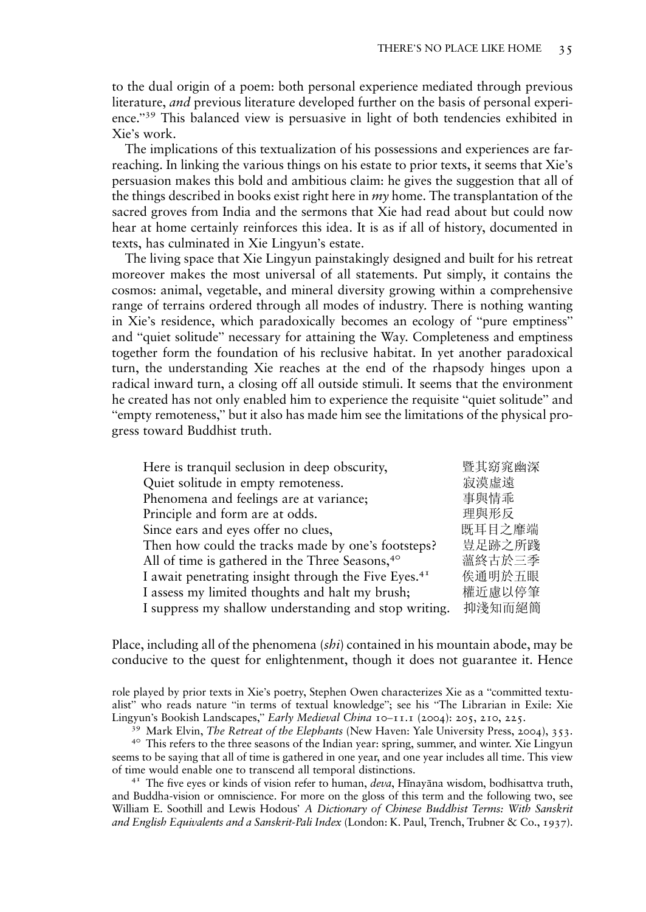to the dual origin of a poem: both personal experience mediated through previous literature, *and* previous literature developed further on the basis of personal experience."[39] This balanced view is persuasive in light of both tendencies exhibited in Xie's work.

The implications of this textualization of his possessions and experiences are far-reaching. In linking the various things on his estate to prior texts, it seems that Xie's persuasion makes this bold and ambitious claim: he gives the suggestion that all of the things described in books exist right here in *my* home. The transplantation of the sacred groves from India and the sermons that Xie had read about but could now hear at home certainly reinforces this idea. It is as if all of history, documented in texts, has culminated in Xie Lingyun's estate.

The living space that Xie Lingyun painstakingly designed and built for his retreat moreover makes the most universal of all statements. Put simply, it contains the cosmos: animal, vegetable, and mineral diversity growing within a comprehensive range of terrains ordered through all modes of industry. There is nothing wanting in Xie's residence, which paradoxically becomes an ecology of "pure emptiness" and "quiet solitude" necessary for attaining the Way. Completeness and emptiness together form the foundation of his reclusive habitat. In yet another paradoxical turn, the understanding Xie reaches at the end of the rhapsody hinges upon a radical inward turn, a closing off all outside stimuli. It seems that the environment he created has not only enabled him to experience the requisite "quiet solitude" and "empty remoteness," but it also has made him see the limitations of the physical progress toward Buddhist truth.

| | |
|---|---|
| Here is tranquil seclusion in deep obscurity, | 暨其窈窕幽深 |
| Quiet solitude in empty remoteness. | 寂漠虛遠 |
| Phenomena and feelings are at variance; | 事與情乖 |
| Principle and form are at odds. | 理與形反 |
| Since ears and eyes offer no clues, | 既耳目之靡端 |
| Then how could the tracks made by one's footsteps? | 豈足跡之所踐 |
| All of time is gathered in the Three Seasons,[40] | 蘊終古於三季 |
| I await penetrating insight through the Five Eyes.[41] | 俟通明於五眼 |
| I assess my limited thoughts and halt my brush; | 權近慮以停筆 |
| I suppress my shallow understanding and stop writing. | 抑淺知而絕簡 |

Place, including all of the phenomena (*shi*) contained in his mountain abode, may be conducive to the quest for enlightenment, though it does not guarantee it. Hence

role played by prior texts in Xie's poetry, Stephen Owen characterizes Xie as a "committed textualist" who reads nature "in terms of textual knowledge"; see his "The Librarian in Exile: Xie Lingyun's Bookish Landscapes," *Early Medieval China* 10–11.1 (2004): 205, 210, 225.

[39] Mark Elvin, *The Retreat of the Elephants* (New Haven: Yale University Press, 2004), 353.

[40] This refers to the three seasons of the Indian year: spring, summer, and winter. Xie Lingyun seems to be saying that all of time is gathered in one year, and one year includes all time. This view of time would enable one to transcend all temporal distinctions.

[41] The five eyes or kinds of vision refer to human, *deva*, Hīnayāna wisdom, bodhisattva truth, and Buddha-vision or omniscience. For more on the gloss of this term and the following two, see William E. Soothill and Lewis Hodous' *A Dictionary of Chinese Buddhist Terms: With Sanskrit and English Equivalents and a Sanskrit-Pali Index* (London: K. Paul, Trench, Trubner & Co., 1937).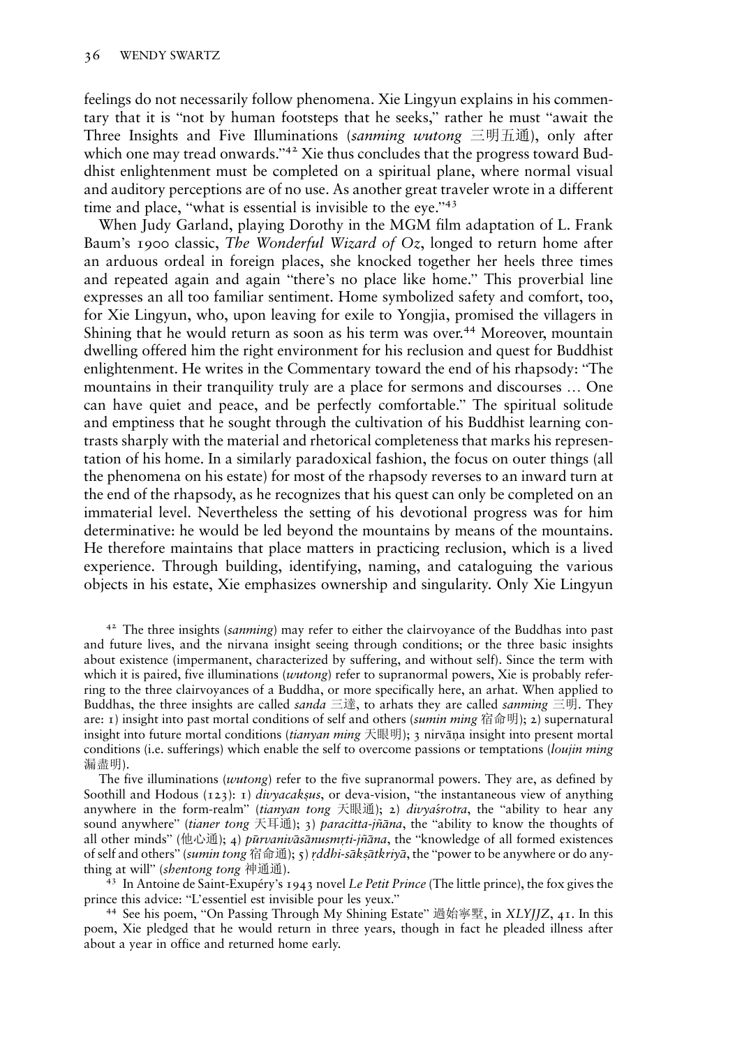feelings do not necessarily follow phenomena. Xie Lingyun explains in his commentary that it is "not by human footsteps that he seeks," rather he must "await the Three Insights and Five Illuminations (*sanming wutong* 三明五通), only after which one may tread onwards."[42] Xie thus concludes that the progress toward Buddhist enlightenment must be completed on a spiritual plane, where normal visual and auditory perceptions are of no use. As another great traveler wrote in a different time and place, "what is essential is invisible to the eye."[43]

When Judy Garland, playing Dorothy in the MGM film adaptation of L. Frank Baum's 1900 classic, *The Wonderful Wizard of Oz*, longed to return home after an arduous ordeal in foreign places, she knocked together her heels three times and repeated again and again "there's no place like home." This proverbial line expresses an all too familiar sentiment. Home symbolized safety and comfort, too, for Xie Lingyun, who, upon leaving for exile to Yongjia, promised the villagers in Shining that he would return as soon as his term was over.[44] Moreover, mountain dwelling offered him the right environment for his reclusion and quest for Buddhist enlightenment. He writes in the Commentary toward the end of his rhapsody: "The mountains in their tranquility truly are a place for sermons and discourses … One can have quiet and peace, and be perfectly comfortable." The spiritual solitude and emptiness that he sought through the cultivation of his Buddhist learning contrasts sharply with the material and rhetorical completeness that marks his representation of his home. In a similarly paradoxical fashion, the focus on outer things (all the phenomena on his estate) for most of the rhapsody reverses to an inward turn at the end of the rhapsody, as he recognizes that his quest can only be completed on an immaterial level. Nevertheless the setting of his devotional progress was for him determinative: he would be led beyond the mountains by means of the mountains. He therefore maintains that place matters in practicing reclusion, which is a lived experience. Through building, identifying, naming, and cataloguing the various objects in his estate, Xie emphasizes ownership and singularity. Only Xie Lingyun

[42] The three insights (*sanming*) may refer to either the clairvoyance of the Buddhas into past and future lives, and the nirvana insight seeing through conditions; or the three basic insights about existence (impermanent, characterized by suffering, and without self). Since the term with which it is paired, five illuminations (*wutong*) refer to supranormal powers, Xie is probably referring to the three clairvoyances of a Buddha, or more specifically here, an arhat. When applied to Buddhas, the three insights are called *sanda* 三達, to arhats they are called *sanming* 三明. They are: 1) insight into past mortal conditions of self and others (*sumin ming* 宿命明); 2) supernatural insight into future mortal conditions (*tianyan ming* 天眼明); 3 nirvāṇa insight into present mortal conditions (i.e. sufferings) which enable the self to overcome passions or temptations (*loujin ming* 漏盡明).

The five illuminations (*wutong*) refer to the five supranormal powers. They are, as defined by Soothill and Hodous (123): 1) *divyacakṣus*, or deva-vision, "the instantaneous view of anything anywhere in the form-realm" (*tianyan tong* 天眼通); 2) *divyaśrotra*, the "ability to hear any sound anywhere" (*tianer tong* 天耳通); 3) *paracitta-jñāna*, the "ability to know the thoughts of all other minds" (他心通); 4) *pūrvanivāsānusmṛti-jñāna*, the "knowledge of all formed existences of self and others" (*sumin tong* 宿命通); 5) *ṛddhi-sākṣātkriyā*, the "power to be anywhere or do anything at will" (*shentong tong* 神通通).

[43] In Antoine de Saint-Exupéry's 1943 novel *Le Petit Prince* (The little prince), the fox gives the prince this advice: "L'essentiel est invisible pour les yeux."

[44] See his poem, "On Passing Through My Shining Estate" 過始寧墅, in *XLYJJZ*, 41. In this poem, Xie pledged that he would return in three years, though in fact he pleaded illness after about a year in office and returned home early.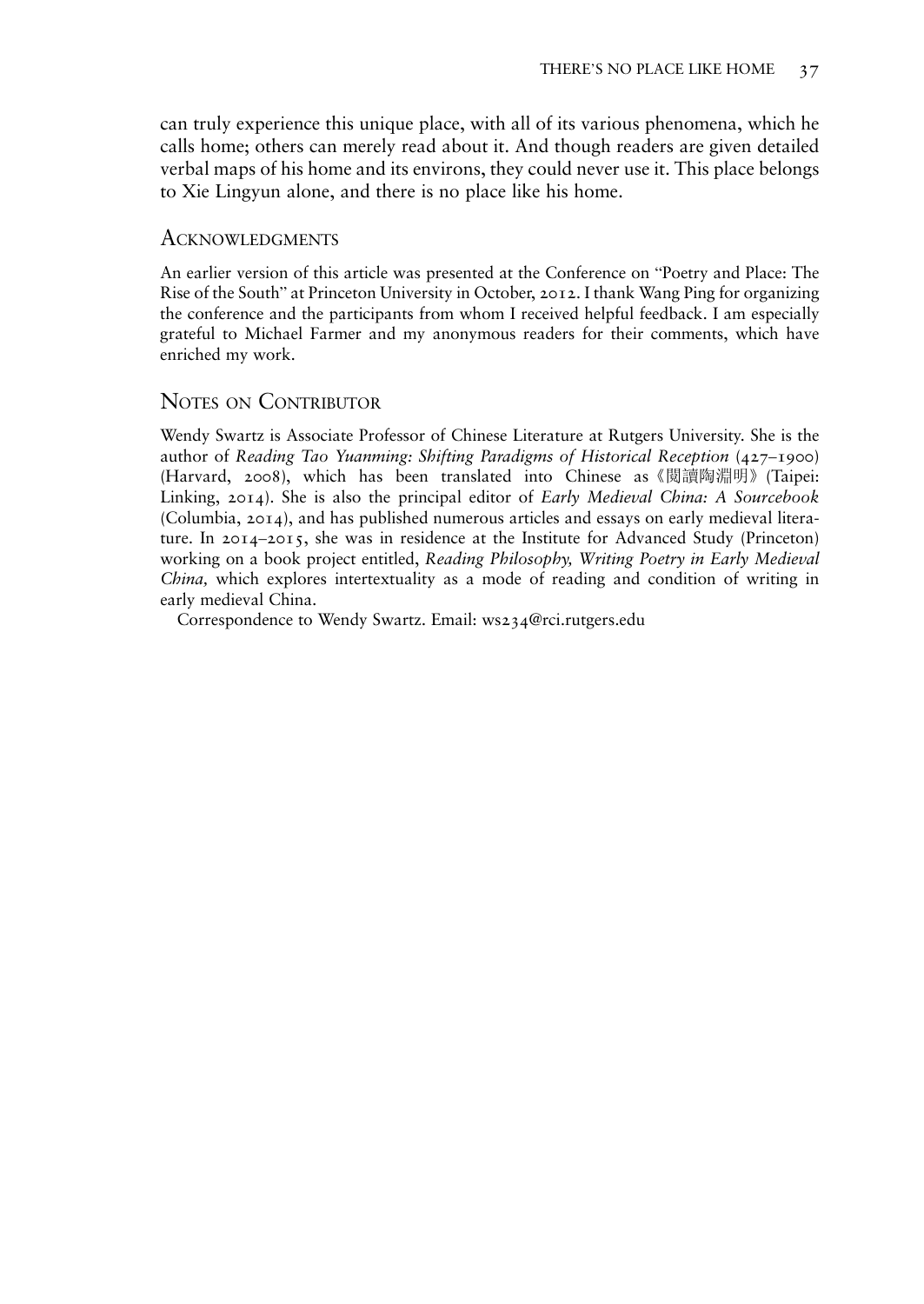can truly experience this unique place, with all of its various phenomena, which he calls home; others can merely read about it. And though readers are given detailed verbal maps of his home and its environs, they could never use it. This place belongs to Xie Lingyun alone, and there is no place like his home.

## Acknowledgments

An earlier version of this article was presented at the Conference on "Poetry and Place: The Rise of the South" at Princeton University in October, 2012. I thank Wang Ping for organizing the conference and the participants from whom I received helpful feedback. I am especially grateful to Michael Farmer and my anonymous readers for their comments, which have enriched my work.

## Notes on Contributor

Wendy Swartz is Associate Professor of Chinese Literature at Rutgers University. She is the author of *Reading Tao Yuanming: Shifting Paradigms of Historical Reception* (427–1900) (Harvard, 2008), which has been translated into Chinese as《閱讀陶淵明》(Taipei: Linking, 2014). She is also the principal editor of *Early Medieval China: A Sourcebook* (Columbia, 2014), and has published numerous articles and essays on early medieval literature. In 2014–2015, she was in residence at the Institute for Advanced Study (Princeton) working on a book project entitled, *Reading Philosophy, Writing Poetry in Early Medieval China,* which explores intertextuality as a mode of reading and condition of writing in early medieval China.

Correspondence to Wendy Swartz. Email: ws234@rci.rutgers.edu